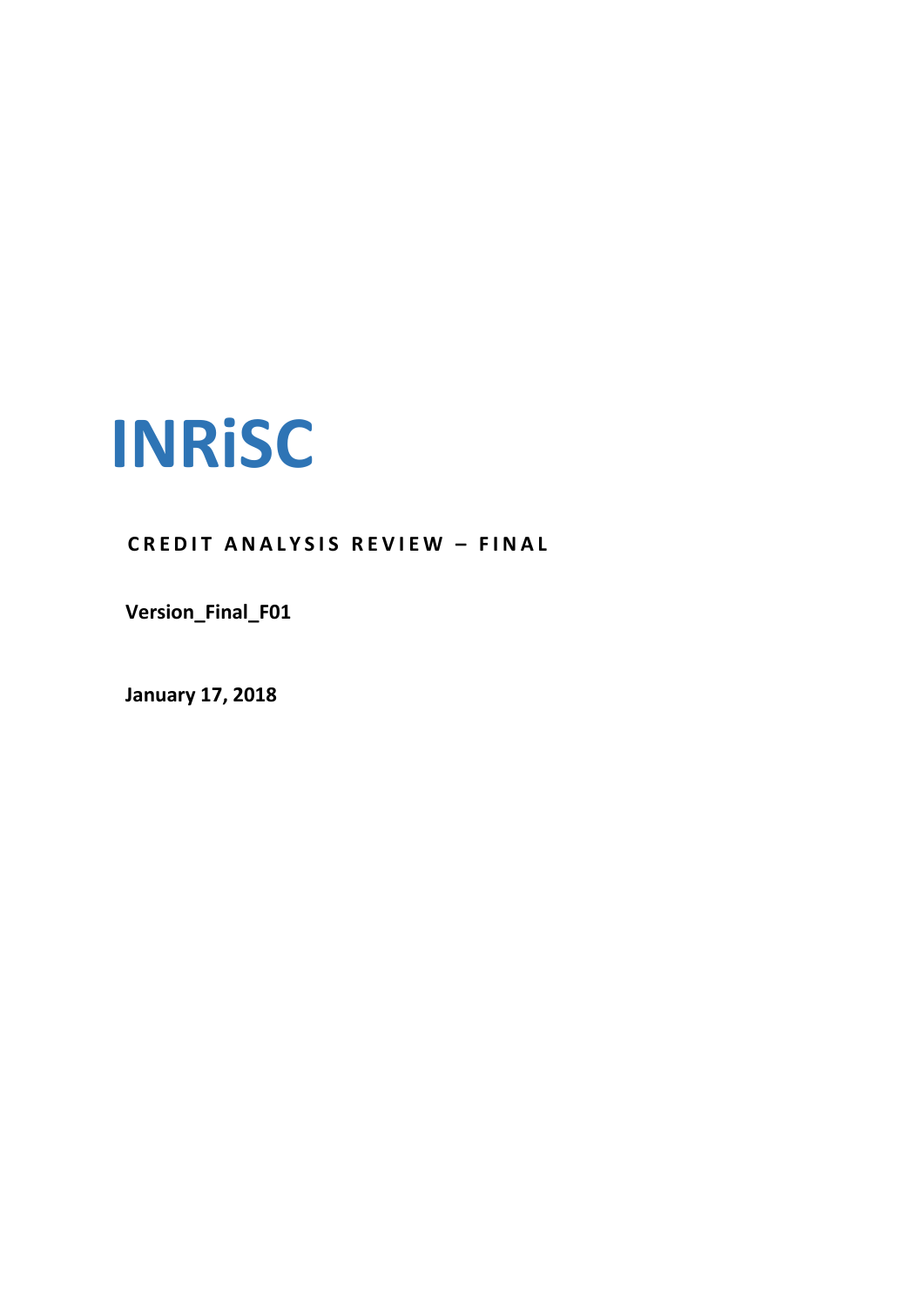# INRiSC

**CREDIT ANALYSIS REVIEW – FINAL**

**Version_Final_F01**

**January 17, 2018**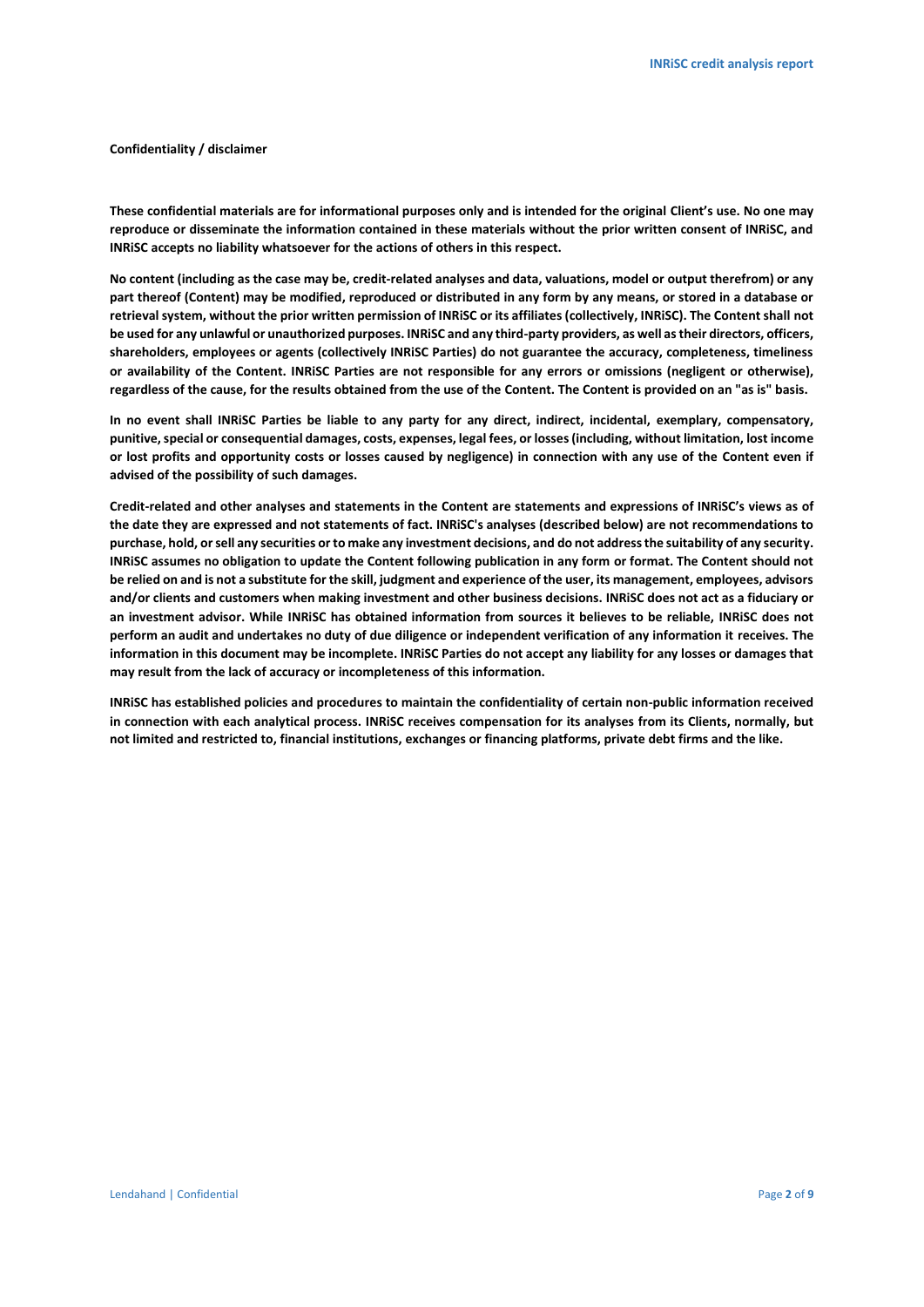**Confidentiality / disclaimer**

**These confidential materials are for informational purposes only and is intended for the original Client's use. No one may reproduce or disseminate the information contained in these materials without the prior written consent of INRiSC, and INRiSC accepts no liability whatsoever for the actions of others in this respect.**

**No content (including as the case may be, credit-related analyses and data, valuations, model or output therefrom) or any part thereof (Content) may be modified, reproduced or distributed in any form by any means, or stored in a database or retrieval system, without the prior written permission of INRiSC or its affiliates (collectively, INRiSC). The Content shall not be used for any unlawful or unauthorized purposes. INRiSC and any third-party providers, as well as their directors, officers, shareholders, employees or agents (collectively INRiSC Parties) do not guarantee the accuracy, completeness, timeliness or availability of the Content. INRiSC Parties are not responsible for any errors or omissions (negligent or otherwise), regardless of the cause, for the results obtained from the use of the Content. The Content is provided on an "as is" basis.**

**In no event shall INRiSC Parties be liable to any party for any direct, indirect, incidental, exemplary, compensatory, punitive, special or consequential damages, costs, expenses, legal fees, or losses (including, without limitation, lost income or lost profits and opportunity costs or losses caused by negligence) in connection with any use of the Content even if advised of the possibility of such damages.**

**Credit-related and other analyses and statements in the Content are statements and expressions of INRiSC's views as of the date they are expressed and not statements of fact. INRiSC's analyses (described below) are not recommendations to purchase, hold, or sell any securities or to make any investment decisions, and do not address the suitability of any security. INRiSC assumes no obligation to update the Content following publication in any form or format. The Content should not be relied on and is not a substitute for the skill, judgment and experience of the user, its management, employees, advisors and/or clients and customers when making investment and other business decisions. INRiSC does not act as a fiduciary or an investment advisor. While INRiSC has obtained information from sources it believes to be reliable, INRiSC does not perform an audit and undertakes no duty of due diligence or independent verification of any information it receives. The information in this document may be incomplete. INRiSC Parties do not accept any liability for any losses or damages that may result from the lack of accuracy or incompleteness of this information.**

**INRiSC has established policies and procedures to maintain the confidentiality of certain non-public information received in connection with each analytical process. INRiSC receives compensation for its analyses from its Clients, normally, but not limited and restricted to, financial institutions, exchanges or financing platforms, private debt firms and the like.**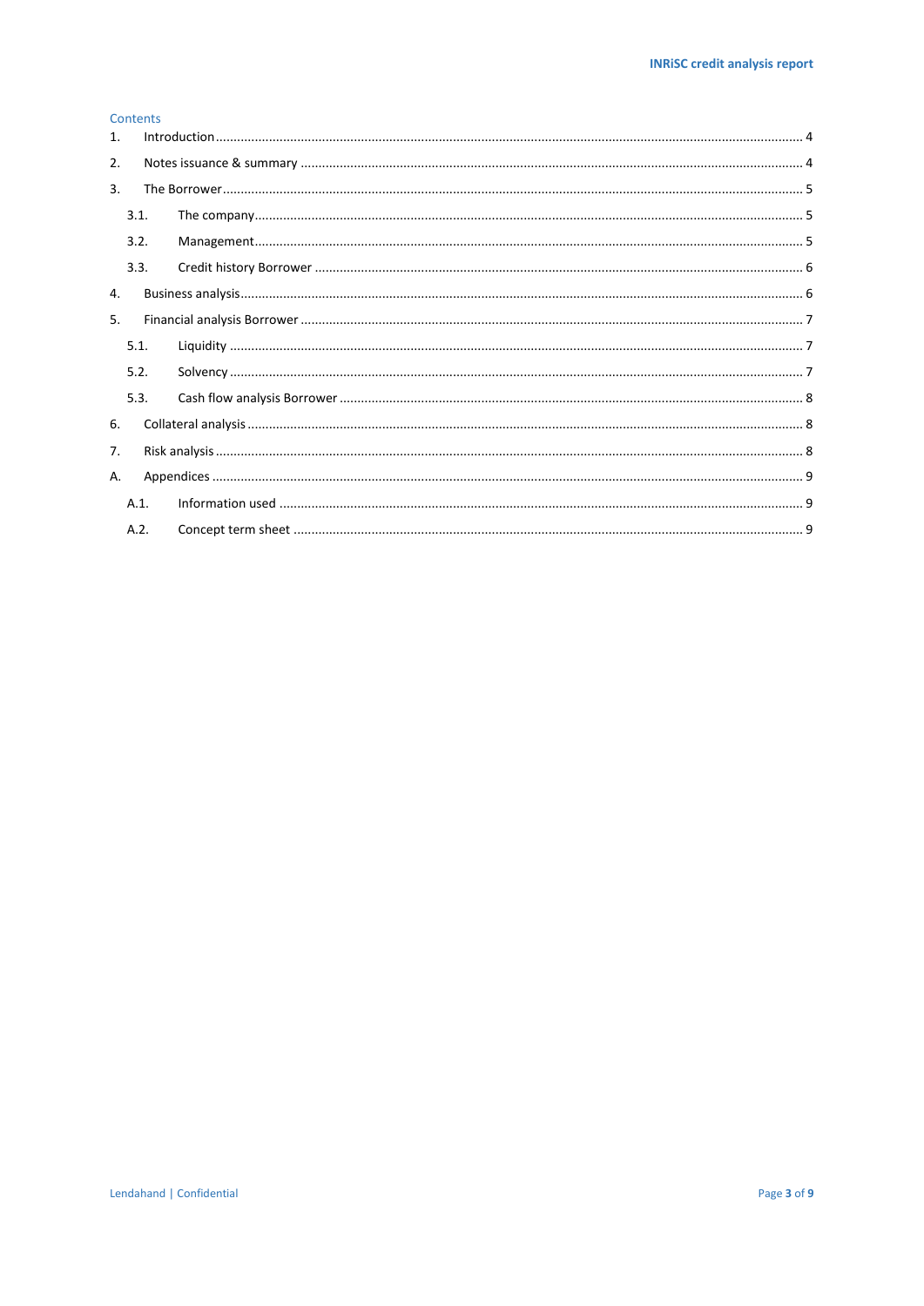Contents

1. Introduction .... 4
2. Notes issuance & summary .... 4
3. The Borrower .... 5
   - 3.1. The company .... 5
   - 3.2. Management .... 5
   - 3.3. Credit history Borrower .... 6
4. Business analysis .... 6
5. Financial analysis Borrower .... 7
   - 5.1. Liquidity .... 7
   - 5.2. Solvency .... 7
   - 5.3. Cash flow analysis Borrower .... 8
6. Collateral analysis .... 8
7. Risk analysis .... 8

A. Appendices .... 9
   - A.1. Information used .... 9
   - A.2. Concept term sheet .... 9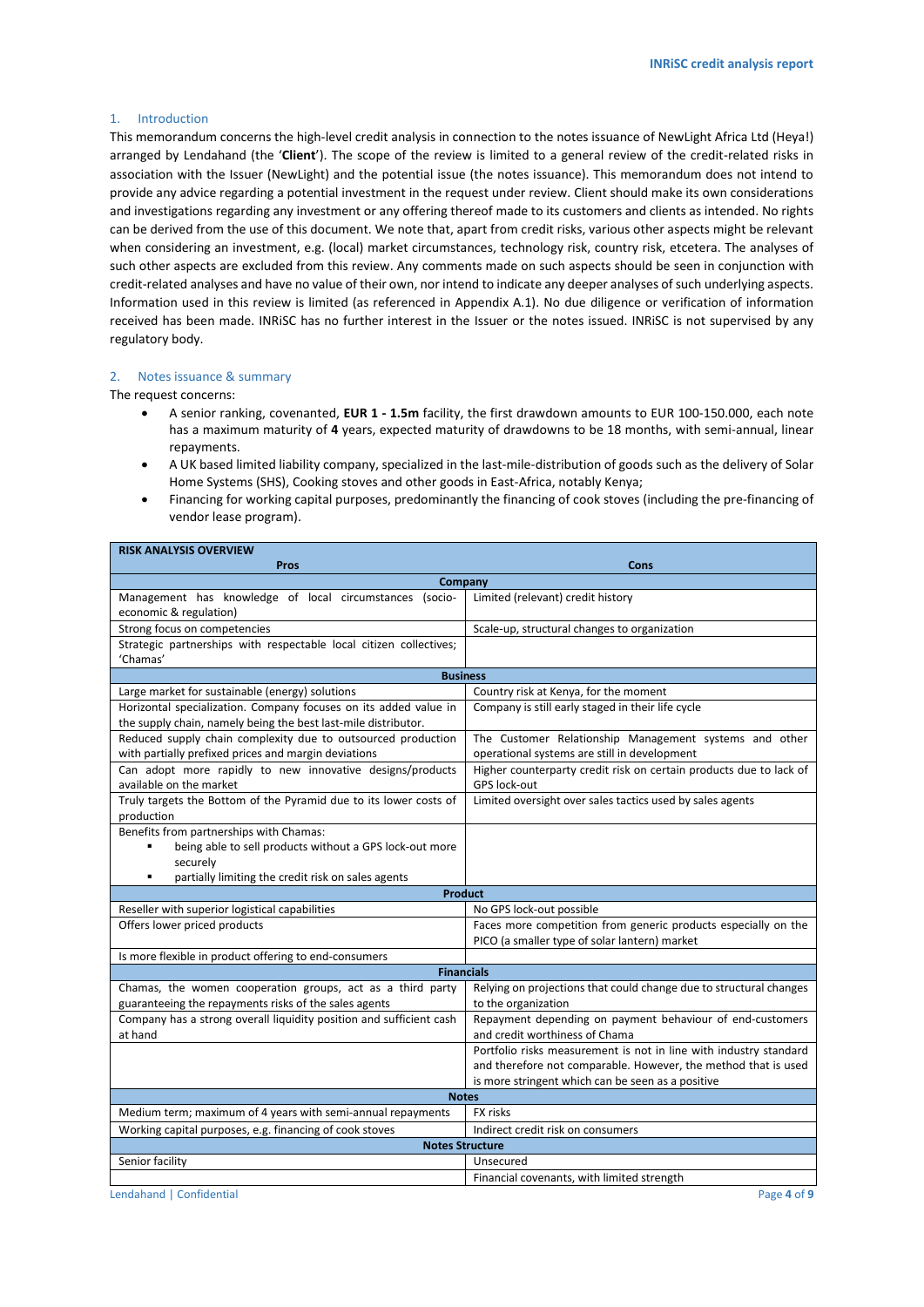## 1. Introduction

This memorandum concerns the high-level credit analysis in connection to the notes issuance of NewLight Africa Ltd (Heya!) arranged by Lendahand (the '**Client**'). The scope of the review is limited to a general review of the credit-related risks in association with the Issuer (NewLight) and the potential issue (the notes issuance). This memorandum does not intend to provide any advice regarding a potential investment in the request under review. Client should make its own considerations and investigations regarding any investment or any offering thereof made to its customers and clients as intended. No rights can be derived from the use of this document. We note that, apart from credit risks, various other aspects might be relevant when considering an investment, e.g. (local) market circumstances, technology risk, country risk, etcetera. The analyses of such other aspects are excluded from this review. Any comments made on such aspects should be seen in conjunction with credit-related analyses and have no value of their own, nor intend to indicate any deeper analyses of such underlying aspects. Information used in this review is limited (as referenced in Appendix A.1). No due diligence or verification of information received has been made. INRiSC has no further interest in the Issuer or the notes issued. INRiSC is not supervised by any regulatory body.

## 2. Notes issuance & summary

The request concerns:

- A senior ranking, covenanted, **EUR 1 - 1.5m** facility, the first drawdown amounts to EUR 100-150.000, each note has a maximum maturity of **4** years, expected maturity of drawdowns to be 18 months, with semi-annual, linear repayments.
- A UK based limited liability company, specialized in the last-mile-distribution of goods such as the delivery of Solar Home Systems (SHS), Cooking stoves and other goods in East-Africa, notably Kenya;
- Financing for working capital purposes, predominantly the financing of cook stoves (including the pre-financing of vendor lease program).

| **RISK ANALYSIS OVERVIEW** | |
|---|---|
| **Pros** | **Cons** |
| **Company** | |
| Management has knowledge of local circumstances (socio-economic & regulation) | Limited (relevant) credit history |
| Strong focus on competencies | Scale-up, structural changes to organization |
| Strategic partnerships with respectable local citizen collectives; 'Chamas' | |
| **Business** | |
| Large market for sustainable (energy) solutions | Country risk at Kenya, for the moment |
| Horizontal specialization. Company focuses on its added value in the supply chain, namely being the best last-mile distributor. | Company is still early staged in their life cycle |
| Reduced supply chain complexity due to outsourced production with partially prefixed prices and margin deviations | The Customer Relationship Management systems and other operational systems are still in development |
| Can adopt more rapidly to new innovative designs/products available on the market | Higher counterparty credit risk on certain products due to lack of GPS lock-out |
| Truly targets the Bottom of the Pyramid due to its lower costs of production | Limited oversight over sales tactics used by sales agents |
| Benefits from partnerships with Chamas:<br>▪ being able to sell products without a GPS lock-out more securely<br>▪ partially limiting the credit risk on sales agents | |
| **Product** | |
| Reseller with superior logistical capabilities | No GPS lock-out possible |
| Offers lower priced products | Faces more competition from generic products especially on the PICO (a smaller type of solar lantern) market |
| Is more flexible in product offering to end-consumers | |
| **Financials** | |
| Chamas, the women cooperation groups, act as a third party guaranteeing the repayments risks of the sales agents | Relying on projections that could change due to structural changes to the organization |
| Company has a strong overall liquidity position and sufficient cash at hand | Repayment depending on payment behaviour of end-customers and credit worthiness of Chama |
| | Portfolio risks measurement is not in line with industry standard and therefore not comparable. However, the method that is used is more stringent which can be seen as a positive |
| **Notes** | |
| Medium term; maximum of 4 years with semi-annual repayments | FX risks |
| Working capital purposes, e.g. financing of cook stoves | Indirect credit risk on consumers |
| **Notes Structure** | |
| Senior facility | Unsecured |
| | Financial covenants, with limited strength |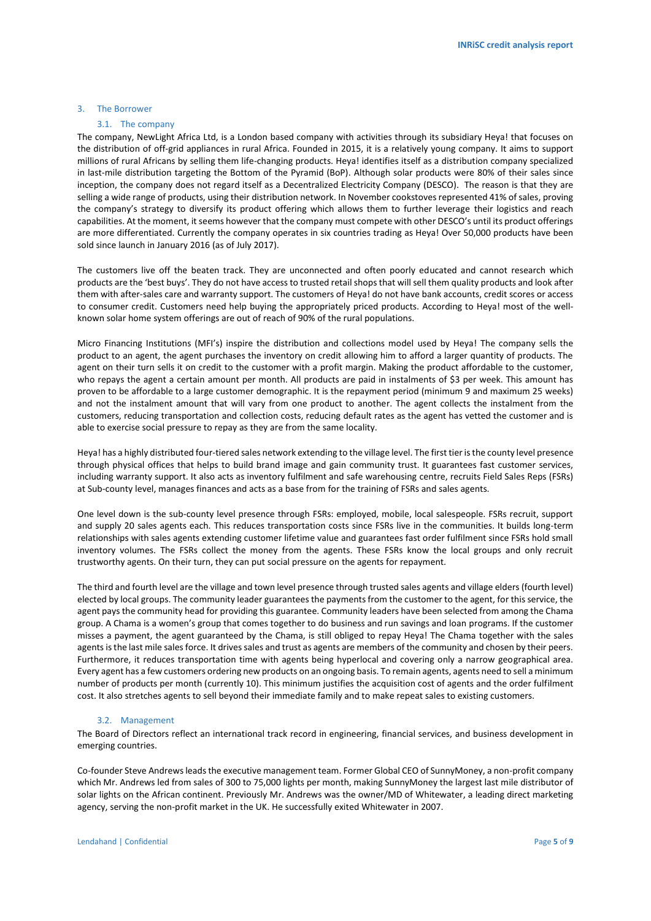## 3. The Borrower

### 3.1. The company

The company, NewLight Africa Ltd, is a London based company with activities through its subsidiary Heya! that focuses on the distribution of off-grid appliances in rural Africa. Founded in 2015, it is a relatively young company. It aims to support millions of rural Africans by selling them life-changing products. Heya! identifies itself as a distribution company specialized in last-mile distribution targeting the Bottom of the Pyramid (BoP). Although solar products were 80% of their sales since inception, the company does not regard itself as a Decentralized Electricity Company (DESCO). The reason is that they are selling a wide range of products, using their distribution network. In November cookstoves represented 41% of sales, proving the company's strategy to diversify its product offering which allows them to further leverage their logistics and reach capabilities. At the moment, it seems however that the company must compete with other DESCO's until its product offerings are more differentiated. Currently the company operates in six countries trading as Heya! Over 50,000 products have been sold since launch in January 2016 (as of July 2017).

The customers live off the beaten track. They are unconnected and often poorly educated and cannot research which products are the 'best buys'. They do not have access to trusted retail shops that will sell them quality products and look after them with after-sales care and warranty support. The customers of Heya! do not have bank accounts, credit scores or access to consumer credit. Customers need help buying the appropriately priced products. According to Heya! most of the well-known solar home system offerings are out of reach of 90% of the rural populations.

Micro Financing Institutions (MFI's) inspire the distribution and collections model used by Heya! The company sells the product to an agent, the agent purchases the inventory on credit allowing him to afford a larger quantity of products. The agent on their turn sells it on credit to the customer with a profit margin. Making the product affordable to the customer, who repays the agent a certain amount per month. All products are paid in instalments of $3 per week. This amount has proven to be affordable to a large customer demographic. It is the repayment period (minimum 9 and maximum 25 weeks) and not the instalment amount that will vary from one product to another. The agent collects the instalment from the customers, reducing transportation and collection costs, reducing default rates as the agent has vetted the customer and is able to exercise social pressure to repay as they are from the same locality.

Heya! has a highly distributed four-tiered sales network extending to the village level. The first tier is the county level presence through physical offices that helps to build brand image and gain community trust. It guarantees fast customer services, including warranty support. It also acts as inventory fulfilment and safe warehousing centre, recruits Field Sales Reps (FSRs) at Sub-county level, manages finances and acts as a base from for the training of FSRs and sales agents.

One level down is the sub-county level presence through FSRs: employed, mobile, local salespeople. FSRs recruit, support and supply 20 sales agents each. This reduces transportation costs since FSRs live in the communities. It builds long-term relationships with sales agents extending customer lifetime value and guarantees fast order fulfilment since FSRs hold small inventory volumes. The FSRs collect the money from the agents. These FSRs know the local groups and only recruit trustworthy agents. On their turn, they can put social pressure on the agents for repayment.

The third and fourth level are the village and town level presence through trusted sales agents and village elders (fourth level) elected by local groups. The community leader guarantees the payments from the customer to the agent, for this service, the agent pays the community head for providing this guarantee. Community leaders have been selected from among the Chama group. A Chama is a women's group that comes together to do business and run savings and loan programs. If the customer misses a payment, the agent guaranteed by the Chama, is still obliged to repay Heya! The Chama together with the sales agents is the last mile sales force. It drives sales and trust as agents are members of the community and chosen by their peers. Furthermore, it reduces transportation time with agents being hyperlocal and covering only a narrow geographical area. Every agent has a few customers ordering new products on an ongoing basis. To remain agents, agents need to sell a minimum number of products per month (currently 10). This minimum justifies the acquisition cost of agents and the order fulfilment cost. It also stretches agents to sell beyond their immediate family and to make repeat sales to existing customers.

### 3.2. Management

The Board of Directors reflect an international track record in engineering, financial services, and business development in emerging countries.

Co-founder Steve Andrews leads the executive management team. Former Global CEO of SunnyMoney, a non-profit company which Mr. Andrews led from sales of 300 to 75,000 lights per month, making SunnyMoney the largest last mile distributor of solar lights on the African continent. Previously Mr. Andrews was the owner/MD of Whitewater, a leading direct marketing agency, serving the non-profit market in the UK. He successfully exited Whitewater in 2007.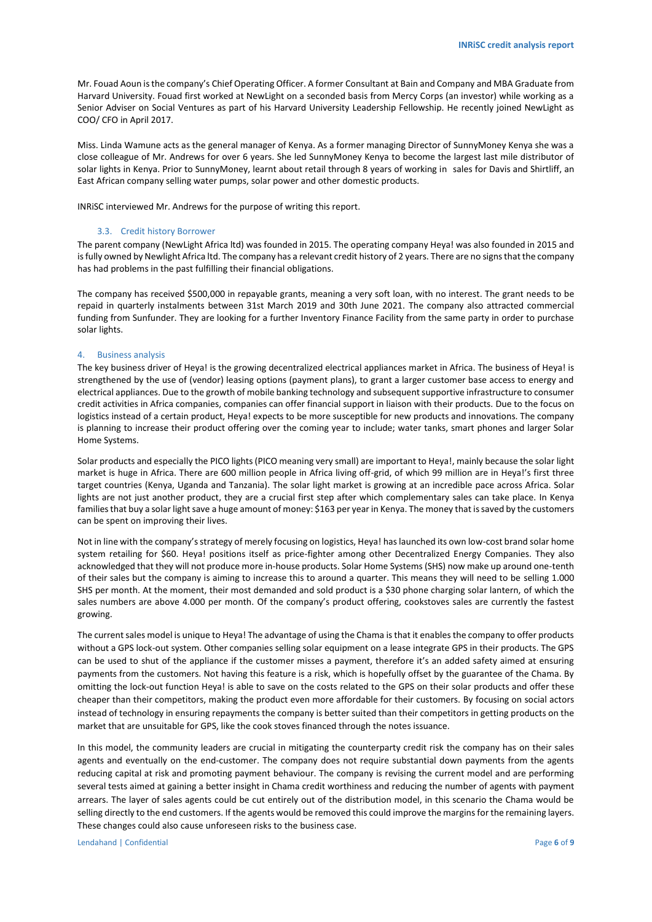Mr. Fouad Aoun is the company's Chief Operating Officer. A former Consultant at Bain and Company and MBA Graduate from Harvard University. Fouad first worked at NewLight on a seconded basis from Mercy Corps (an investor) while working as a Senior Adviser on Social Ventures as part of his Harvard University Leadership Fellowship. He recently joined NewLight as COO/ CFO in April 2017.

Miss. Linda Wamune acts as the general manager of Kenya. As a former managing Director of SunnyMoney Kenya she was a close colleague of Mr. Andrews for over 6 years. She led SunnyMoney Kenya to become the largest last mile distributor of solar lights in Kenya. Prior to SunnyMoney, learnt about retail through 8 years of working in sales for Davis and Shirtliff, an East African company selling water pumps, solar power and other domestic products.

INRiSC interviewed Mr. Andrews for the purpose of writing this report.

### 3.3. Credit history Borrower

The parent company (NewLight Africa ltd) was founded in 2015. The operating company Heya! was also founded in 2015 and is fully owned by Newlight Africa ltd. The company has a relevant credit history of 2 years. There are no signs that the company has had problems in the past fulfilling their financial obligations.

The company has received $500,000 in repayable grants, meaning a very soft loan, with no interest. The grant needs to be repaid in quarterly instalments between 31st March 2019 and 30th June 2021. The company also attracted commercial funding from Sunfunder. They are looking for a further Inventory Finance Facility from the same party in order to purchase solar lights.

## 4. Business analysis

The key business driver of Heya! is the growing decentralized electrical appliances market in Africa. The business of Heya! is strengthened by the use of (vendor) leasing options (payment plans), to grant a larger customer base access to energy and electrical appliances. Due to the growth of mobile banking technology and subsequent supportive infrastructure to consumer credit activities in Africa companies, companies can offer financial support in liaison with their products. Due to the focus on logistics instead of a certain product, Heya! expects to be more susceptible for new products and innovations. The company is planning to increase their product offering over the coming year to include; water tanks, smart phones and larger Solar Home Systems.

Solar products and especially the PICO lights (PICO meaning very small) are important to Heya!, mainly because the solar light market is huge in Africa. There are 600 million people in Africa living off-grid, of which 99 million are in Heya!'s first three target countries (Kenya, Uganda and Tanzania). The solar light market is growing at an incredible pace across Africa. Solar lights are not just another product, they are a crucial first step after which complementary sales can take place. In Kenya families that buy a solar light save a huge amount of money: $163 per year in Kenya. The money that is saved by the customers can be spent on improving their lives.

Not in line with the company's strategy of merely focusing on logistics, Heya! has launched its own low-cost brand solar home system retailing for $60. Heya! positions itself as price-fighter among other Decentralized Energy Companies. They also acknowledged that they will not produce more in-house products. Solar Home Systems (SHS) now make up around one-tenth of their sales but the company is aiming to increase this to around a quarter. This means they will need to be selling 1.000 SHS per month. At the moment, their most demanded and sold product is a $30 phone charging solar lantern, of which the sales numbers are above 4.000 per month. Of the company's product offering, cookstoves sales are currently the fastest growing.

The current sales model is unique to Heya! The advantage of using the Chama is that it enables the company to offer products without a GPS lock-out system. Other companies selling solar equipment on a lease integrate GPS in their products. The GPS can be used to shut of the appliance if the customer misses a payment, therefore it's an added safety aimed at ensuring payments from the customers. Not having this feature is a risk, which is hopefully offset by the guarantee of the Chama. By omitting the lock-out function Heya! is able to save on the costs related to the GPS on their solar products and offer these cheaper than their competitors, making the product even more affordable for their customers. By focusing on social actors instead of technology in ensuring repayments the company is better suited than their competitors in getting products on the market that are unsuitable for GPS, like the cook stoves financed through the notes issuance.

In this model, the community leaders are crucial in mitigating the counterparty credit risk the company has on their sales agents and eventually on the end-customer. The company does not require substantial down payments from the agents reducing capital at risk and promoting payment behaviour. The company is revising the current model and are performing several tests aimed at gaining a better insight in Chama credit worthiness and reducing the number of agents with payment arrears. The layer of sales agents could be cut entirely out of the distribution model, in this scenario the Chama would be selling directly to the end customers. If the agents would be removed this could improve the margins for the remaining layers. These changes could also cause unforeseen risks to the business case.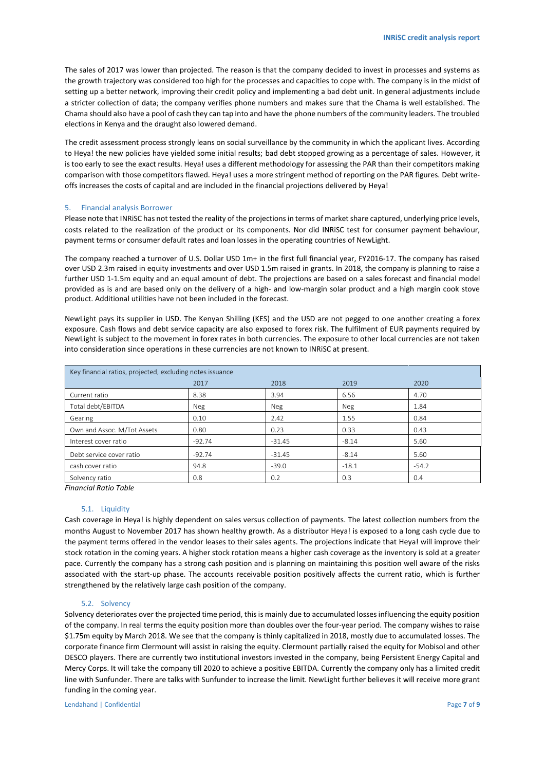The sales of 2017 was lower than projected. The reason is that the company decided to invest in processes and systems as the growth trajectory was considered too high for the processes and capacities to cope with. The company is in the midst of setting up a better network, improving their credit policy and implementing a bad debt unit. In general adjustments include a stricter collection of data; the company verifies phone numbers and makes sure that the Chama is well established. The Chama should also have a pool of cash they can tap into and have the phone numbers of the community leaders. The troubled elections in Kenya and the draught also lowered demand.

The credit assessment process strongly leans on social surveillance by the community in which the applicant lives. According to Heya! the new policies have yielded some initial results; bad debt stopped growing as a percentage of sales. However, it is too early to see the exact results. Heya! uses a different methodology for assessing the PAR than their competitors making comparison with those competitors flawed. Heya! uses a more stringent method of reporting on the PAR figures. Debt write-offs increases the costs of capital and are included in the financial projections delivered by Heya!

## 5. Financial analysis Borrower

Please note that INRiSC has not tested the reality of the projections in terms of market share captured, underlying price levels, costs related to the realization of the product or its components. Nor did INRiSC test for consumer payment behaviour, payment terms or consumer default rates and loan losses in the operating countries of NewLight.

The company reached a turnover of U.S. Dollar USD 1m+ in the first full financial year, FY2016-17. The company has raised over USD 2.3m raised in equity investments and over USD 1.5m raised in grants. In 2018, the company is planning to raise a further USD 1-1.5m equity and an equal amount of debt. The projections are based on a sales forecast and financial model provided as is and are based only on the delivery of a high- and low-margin solar product and a high margin cook stove product. Additional utilities have not been included in the forecast.

NewLight pays its supplier in USD. The Kenyan Shilling (KES) and the USD are not pegged to one another creating a forex exposure. Cash flows and debt service capacity are also exposed to forex risk. The fulfilment of EUR payments required by NewLight is subject to the movement in forex rates in both currencies. The exposure to other local currencies are not taken into consideration since operations in these currencies are not known to INRiSC at present.

| Key financial ratios, projected, excluding notes issuance | | | | |
|---|---|---|---|---|
| | 2017 | 2018 | 2019 | 2020 |
| Current ratio | 8.38 | 3.94 | 6.56 | 4.70 |
| Total debt/EBITDA | Neg | Neg | Neg | 1.84 |
| Gearing | 0.10 | 2.42 | 1.55 | 0.84 |
| Own and Assoc. M/Tot Assets | 0.80 | 0.23 | 0.33 | 0.43 |
| Interest cover ratio | -92.74 | -31.45 | -8.14 | 5.60 |
| Debt service cover ratio | -92.74 | -31.45 | -8.14 | 5.60 |
| cash cover ratio | 94.8 | -39.0 | -18.1 | -54.2 |
| Solvency ratio | 0.8 | 0.2 | 0.3 | 0.4 |

*Financial Ratio Table*

### 5.1. Liquidity

Cash coverage in Heya! is highly dependent on sales versus collection of payments. The latest collection numbers from the months August to November 2017 has shown healthy growth. As a distributor Heya! is exposed to a long cash cycle due to the payment terms offered in the vendor leases to their sales agents. The projections indicate that Heya! will improve their stock rotation in the coming years. A higher stock rotation means a higher cash coverage as the inventory is sold at a greater pace. Currently the company has a strong cash position and is planning on maintaining this position well aware of the risks associated with the start-up phase. The accounts receivable position positively affects the current ratio, which is further strengthened by the relatively large cash position of the company.

### 5.2. Solvency

Solvency deteriorates over the projected time period, this is mainly due to accumulated losses influencing the equity position of the company. In real terms the equity position more than doubles over the four-year period. The company wishes to raise $1.75m equity by March 2018. We see that the company is thinly capitalized in 2018, mostly due to accumulated losses. The corporate finance firm Clermount will assist in raising the equity. Clermount partially raised the equity for Mobisol and other DESCO players. There are currently two institutional investors invested in the company, being Persistent Energy Capital and Mercy Corps. It will take the company till 2020 to achieve a positive EBITDA. Currently the company only has a limited credit line with Sunfunder. There are talks with Sunfunder to increase the limit. NewLight further believes it will receive more grant funding in the coming year.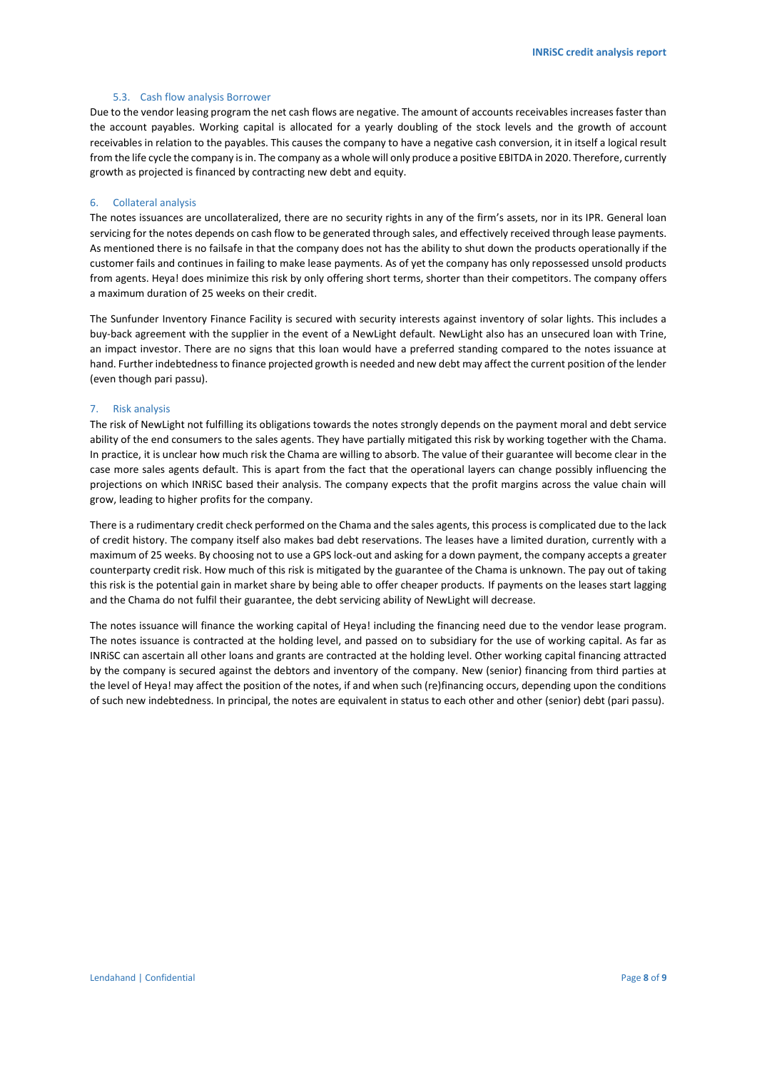### 5.3. Cash flow analysis Borrower

Due to the vendor leasing program the net cash flows are negative. The amount of accounts receivables increases faster than the account payables. Working capital is allocated for a yearly doubling of the stock levels and the growth of account receivables in relation to the payables. This causes the company to have a negative cash conversion, it in itself a logical result from the life cycle the company is in. The company as a whole will only produce a positive EBITDA in 2020. Therefore, currently growth as projected is financed by contracting new debt and equity.

## 6. Collateral analysis

The notes issuances are uncollateralized, there are no security rights in any of the firm's assets, nor in its IPR. General loan servicing for the notes depends on cash flow to be generated through sales, and effectively received through lease payments. As mentioned there is no failsafe in that the company does not has the ability to shut down the products operationally if the customer fails and continues in failing to make lease payments. As of yet the company has only repossessed unsold products from agents. Heya! does minimize this risk by only offering short terms, shorter than their competitors. The company offers a maximum duration of 25 weeks on their credit.

The Sunfunder Inventory Finance Facility is secured with security interests against inventory of solar lights. This includes a buy-back agreement with the supplier in the event of a NewLight default. NewLight also has an unsecured loan with Trine, an impact investor. There are no signs that this loan would have a preferred standing compared to the notes issuance at hand. Further indebtedness to finance projected growth is needed and new debt may affect the current position of the lender (even though pari passu).

## 7. Risk analysis

The risk of NewLight not fulfilling its obligations towards the notes strongly depends on the payment moral and debt service ability of the end consumers to the sales agents. They have partially mitigated this risk by working together with the Chama. In practice, it is unclear how much risk the Chama are willing to absorb. The value of their guarantee will become clear in the case more sales agents default. This is apart from the fact that the operational layers can change possibly influencing the projections on which INRiSC based their analysis. The company expects that the profit margins across the value chain will grow, leading to higher profits for the company.

There is a rudimentary credit check performed on the Chama and the sales agents, this process is complicated due to the lack of credit history. The company itself also makes bad debt reservations. The leases have a limited duration, currently with a maximum of 25 weeks. By choosing not to use a GPS lock-out and asking for a down payment, the company accepts a greater counterparty credit risk. How much of this risk is mitigated by the guarantee of the Chama is unknown. The pay out of taking this risk is the potential gain in market share by being able to offer cheaper products. If payments on the leases start lagging and the Chama do not fulfil their guarantee, the debt servicing ability of NewLight will decrease.

The notes issuance will finance the working capital of Heya! including the financing need due to the vendor lease program. The notes issuance is contracted at the holding level, and passed on to subsidiary for the use of working capital. As far as INRiSC can ascertain all other loans and grants are contracted at the holding level. Other working capital financing attracted by the company is secured against the debtors and inventory of the company. New (senior) financing from third parties at the level of Heya! may affect the position of the notes, if and when such (re)financing occurs, depending upon the conditions of such new indebtedness. In principal, the notes are equivalent in status to each other and other (senior) debt (pari passu).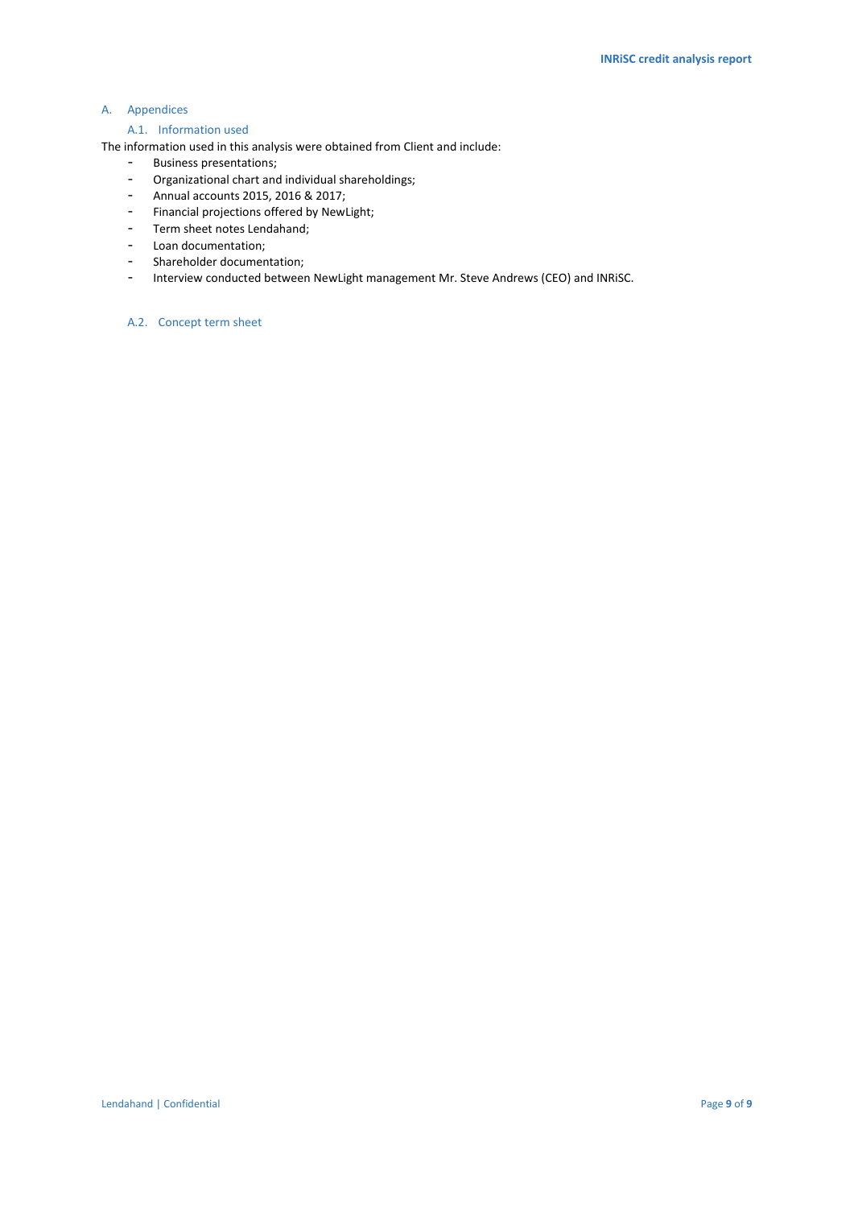# A. Appendices

## A.1. Information used

The information used in this analysis were obtained from Client and include:

- Business presentations;
- Organizational chart and individual shareholdings;
- Annual accounts 2015, 2016 & 2017;
- Financial projections offered by NewLight;
- Term sheet notes Lendahand;
- Loan documentation;
- Shareholder documentation;
- Interview conducted between NewLight management Mr. Steve Andrews (CEO) and INRiSC.

## A.2. Concept term sheet